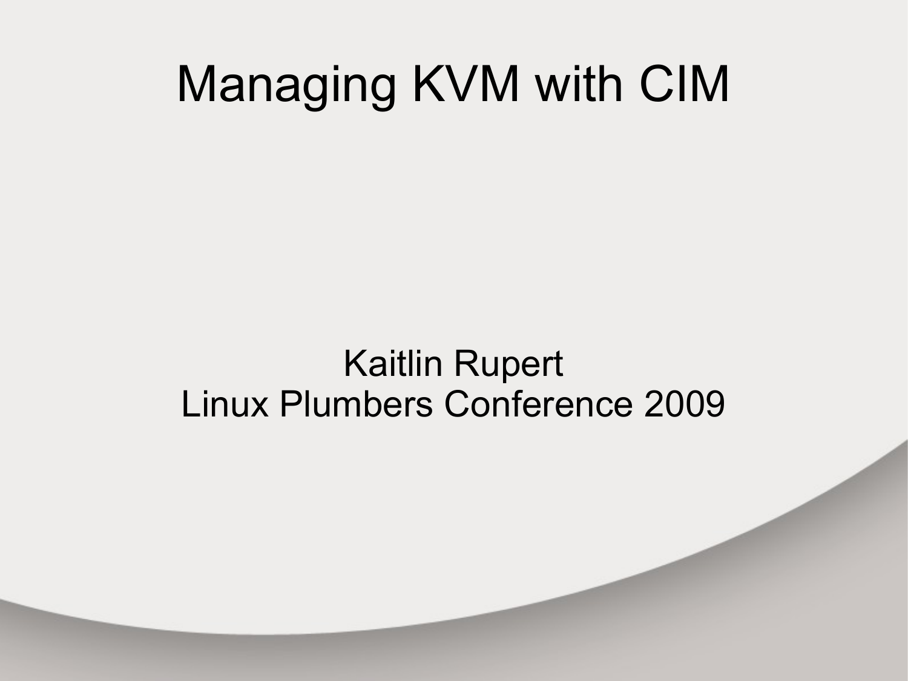# Managing KVM with CIM

Kaitlin Rupert
Linux Plumbers Conference 2009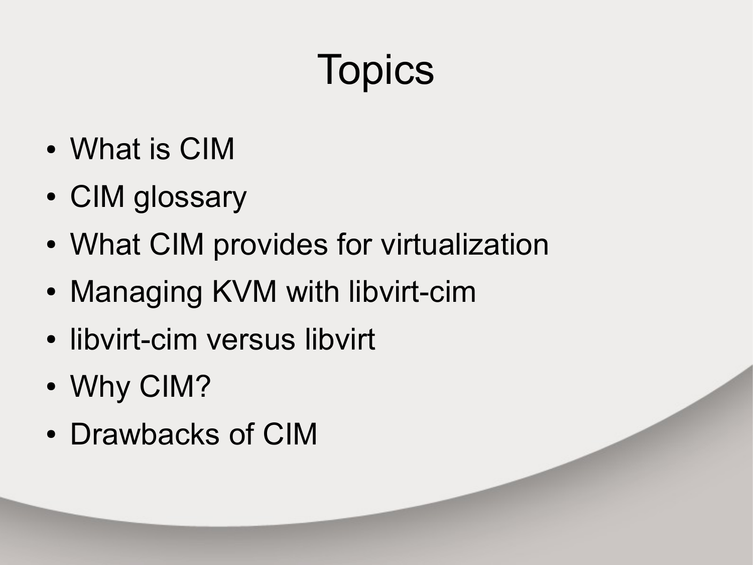# Topics

- What is CIM
- CIM glossary
- What CIM provides for virtualization
- Managing KVM with libvirt-cim
- libvirt-cim versus libvirt
- Why CIM?
- Drawbacks of CIM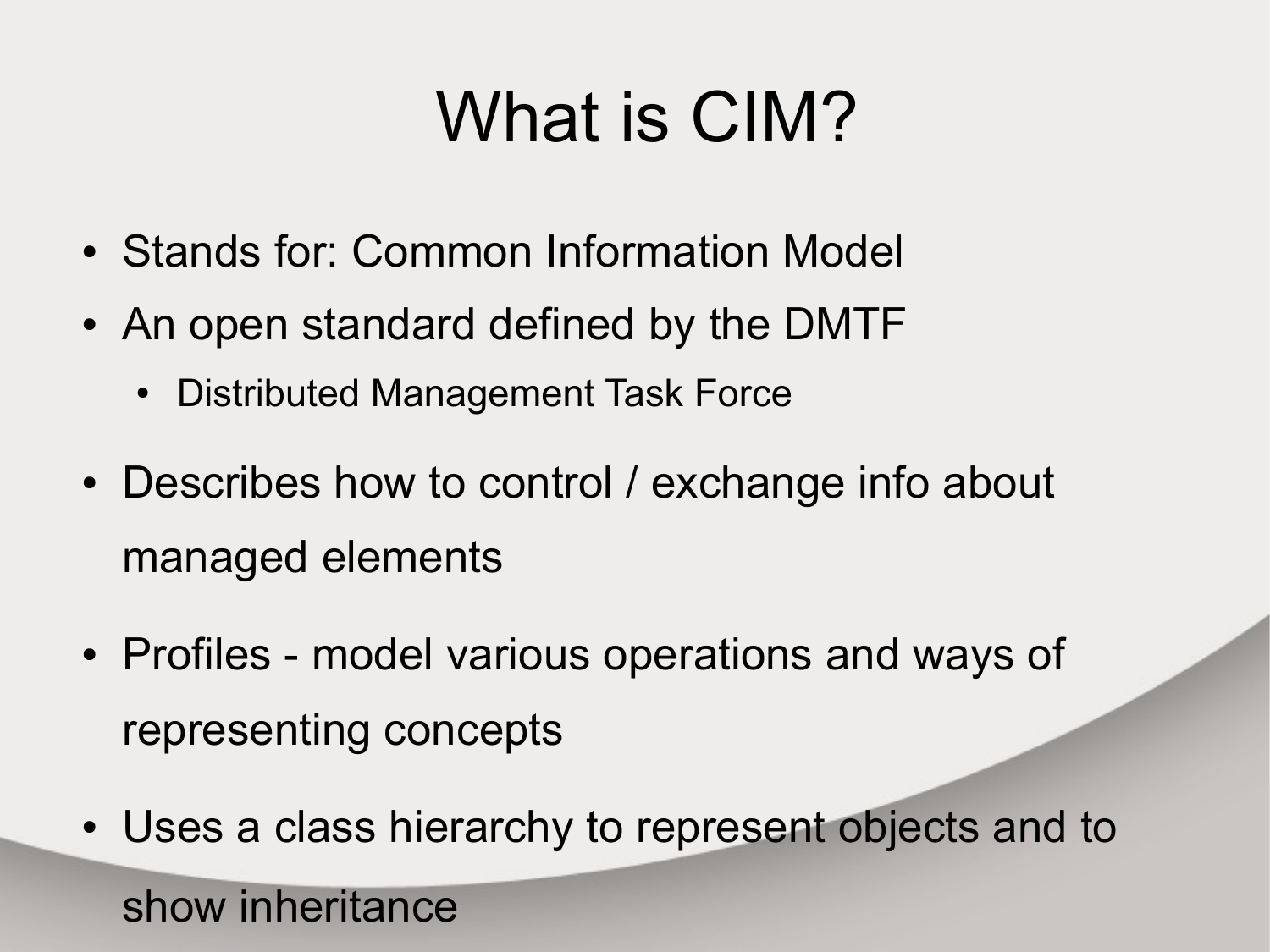# What is CIM?

- Stands for: Common Information Model
- An open standard defined by the DMTF
  - Distributed Management Task Force
- Describes how to control / exchange info about managed elements
- Profiles - model various operations and ways of representing concepts
- Uses a class hierarchy to represent objects and to show inheritance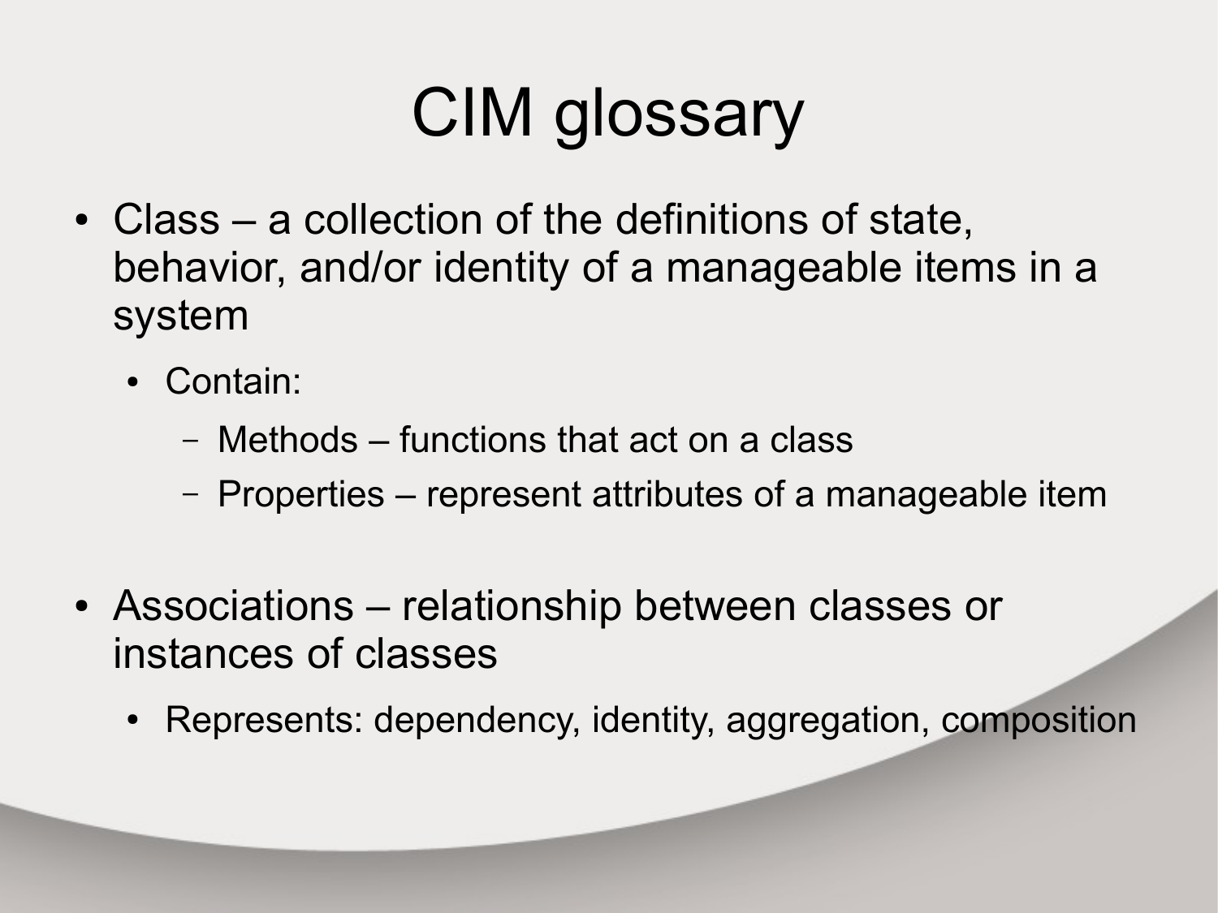# CIM glossary

- Class – a collection of the definitions of state, behavior, and/or identity of a manageable items in a system
  - Contain:
    - Methods – functions that act on a class
    - Properties – represent attributes of a manageable item
- Associations – relationship between classes or instances of classes
  - Represents: dependency, identity, aggregation, composition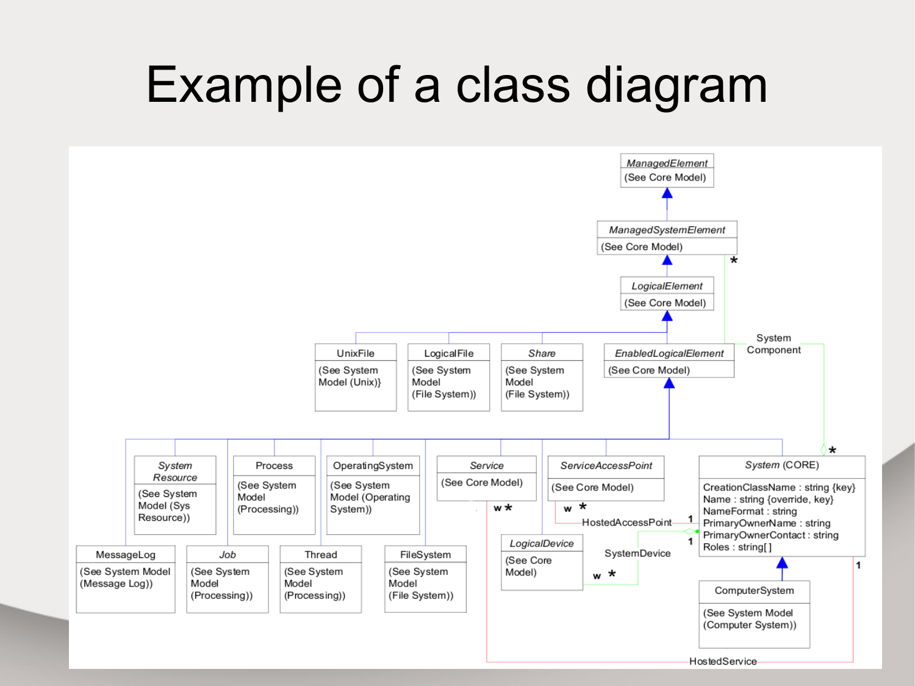# Example of a class diagram

*ManagedElement*
(See Core Model)

*ManagedSystemElement*
(See Core Model)

*LogicalElement*
(See Core Model)

UnixFile
(See System Model (Unix)}

LogicalFile
(See System Model (File System))

*Share*
(See System Model (File System))

*EnabledLogicalElement*
(See Core Model)

System Component

*System Resource*
(See System Model (Sys Resource))

Process
(See System Model (Processing))

OperatingSystem
(See System Model (Operating System))

*Service*
(See Core Model)

*ServiceAccessPoint*
(See Core Model)

*System* (CORE)
CreationClassName : string {key}
Name : string {override, key}
NameFormat : string
PrimaryOwnerName : string
PrimaryOwnerContact : string
Roles : string[ ]

HostedAccessPoint

*LogicalDevice*
(See Core Model)

SystemDevice

MessageLog
(See System Model (Message Log))

*Job*
(See System Model (Processing))

Thread
(See System Model (Processing))

FileSystem
(See System Model (File System))

ComputerSystem
(See System Model (Computer System))

HostedService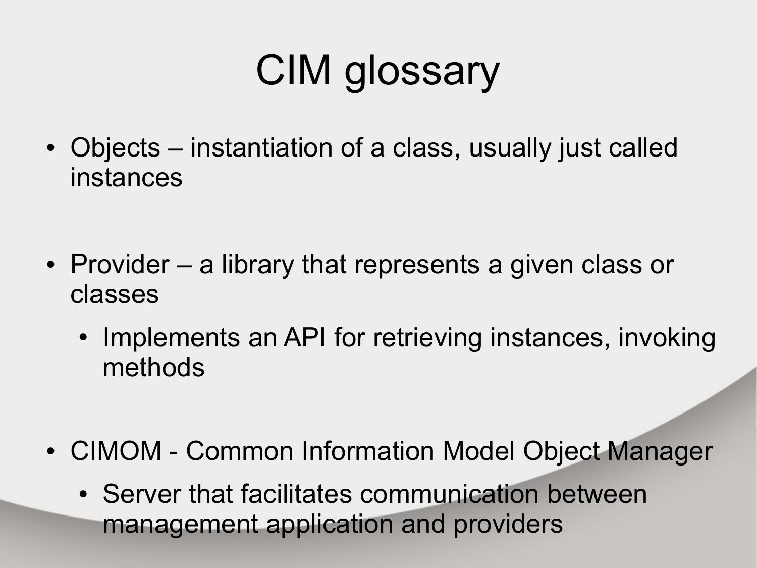# CIM glossary

- Objects – instantiation of a class, usually just called instances
- Provider – a library that represents a given class or classes
  - Implements an API for retrieving instances, invoking methods
- CIMOM - Common Information Model Object Manager
  - Server that facilitates communication between management application and providers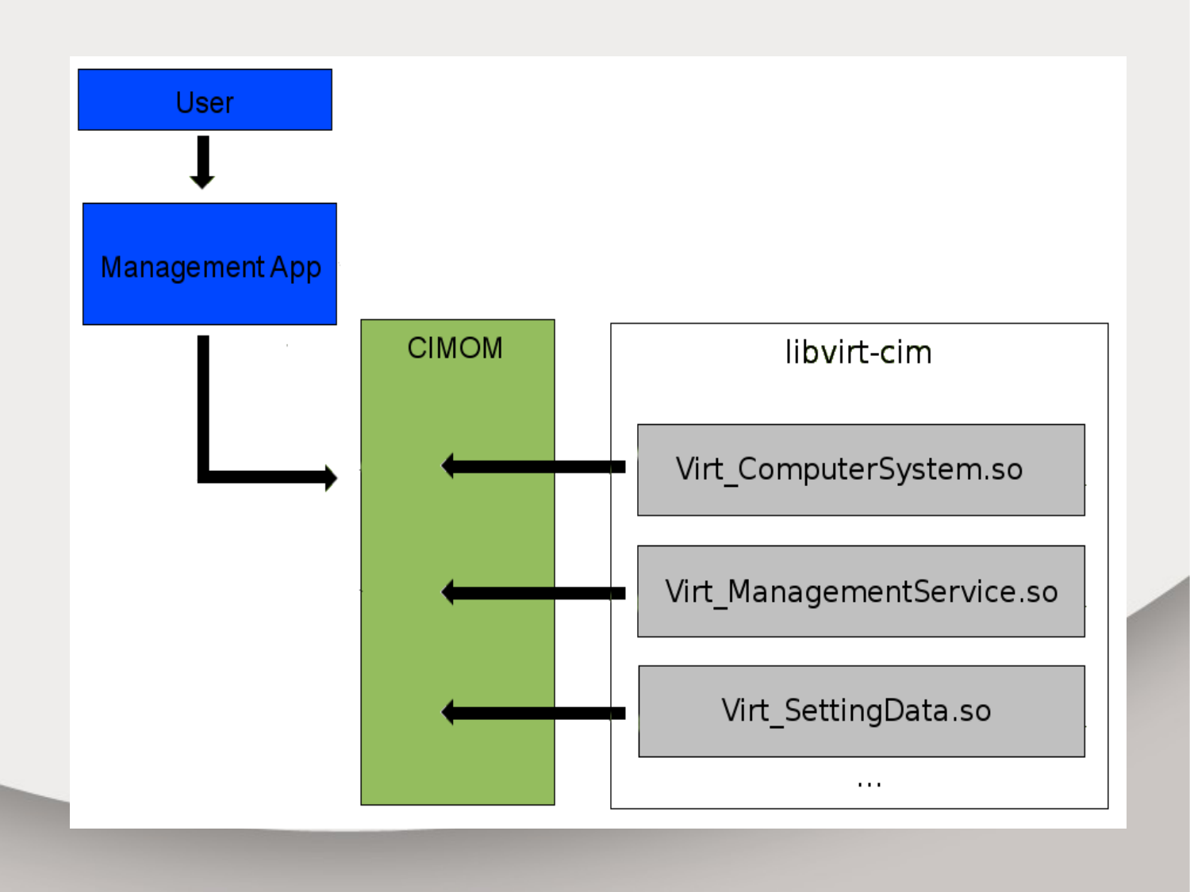User

Management App

CIMOM

libvirt-cim

Virt_ComputerSystem.so

Virt_ManagementService.so

Virt_SettingData.so

...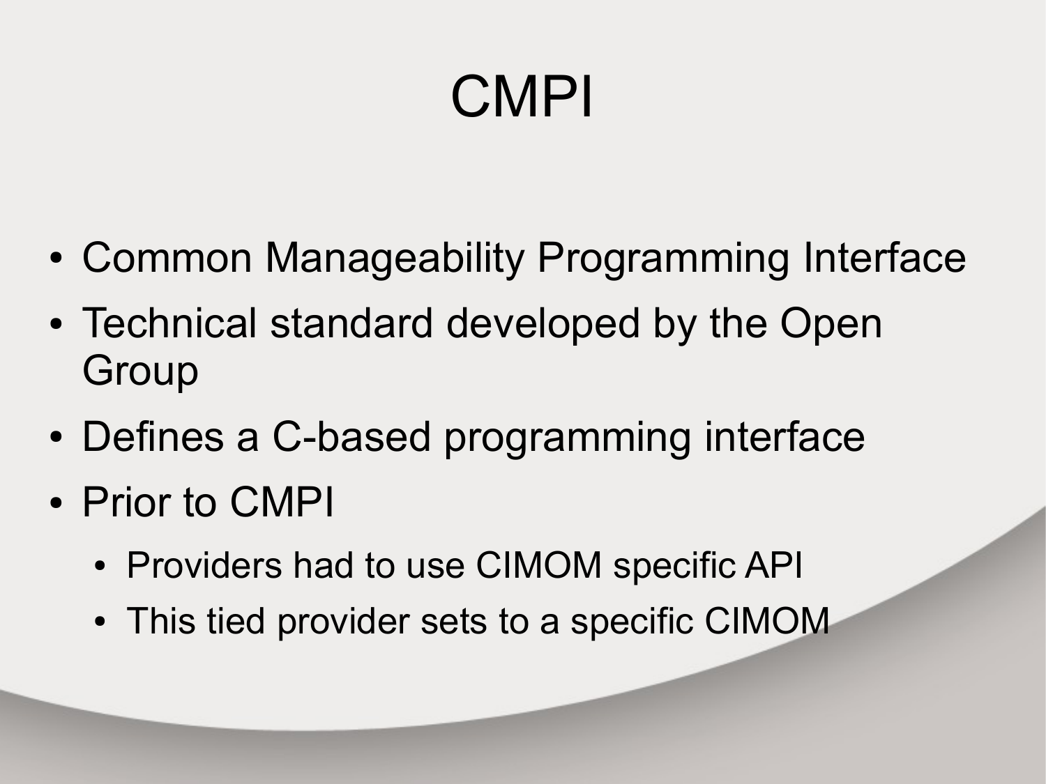# CMPI

- Common Manageability Programming Interface
- Technical standard developed by the Open Group
- Defines a C-based programming interface
- Prior to CMPI
  - Providers had to use CIMOM specific API
  - This tied provider sets to a specific CIMOM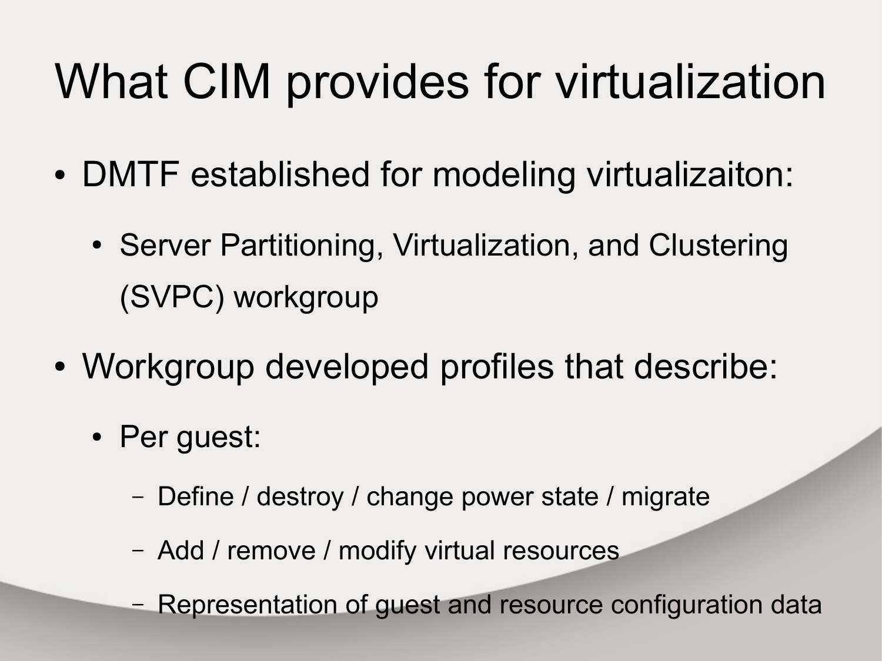# What CIM provides for virtualization

- DMTF established for modeling virtualizaiton:
  - Server Partitioning, Virtualization, and Clustering (SVPC) workgroup
- Workgroup developed profiles that describe:
  - Per guest:
    - Define / destroy / change power state / migrate
    - Add / remove / modify virtual resources
    - Representation of guest and resource configuration data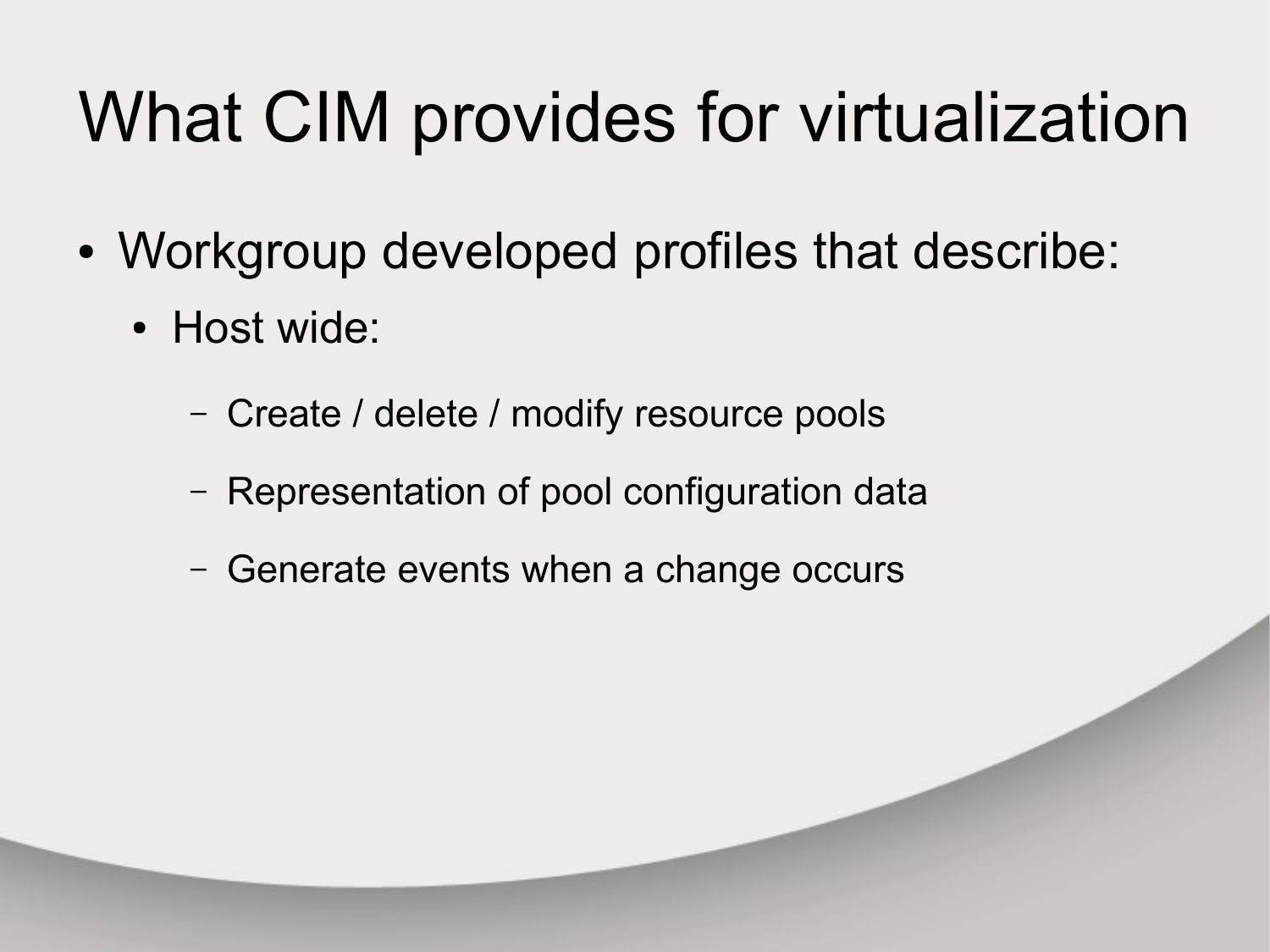# What CIM provides for virtualization

- Workgroup developed profiles that describe:
  - Host wide:
    - Create / delete / modify resource pools
    - Representation of pool configuration data
    - Generate events when a change occurs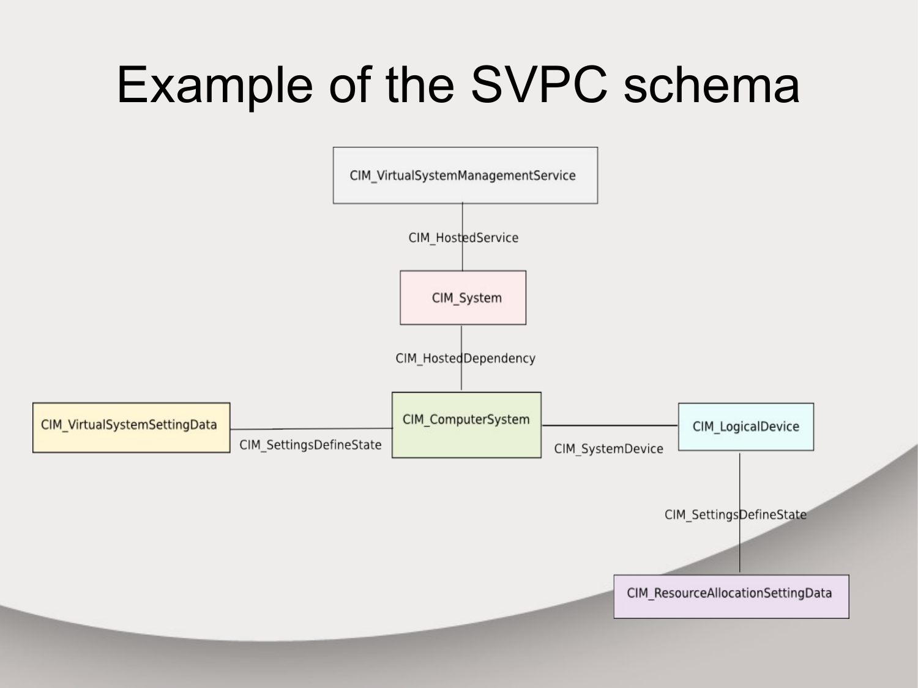# Example of the SVPC schema

CIM_VirtualSystemManagementService

CIM_HostedService

CIM_System

CIM_HostedDependency

CIM_VirtualSystemSettingData

CIM_SettingsDefineState

CIM_ComputerSystem

CIM_SystemDevice

CIM_LogicalDevice

CIM_SettingsDefineState

CIM_ResourceAllocationSettingData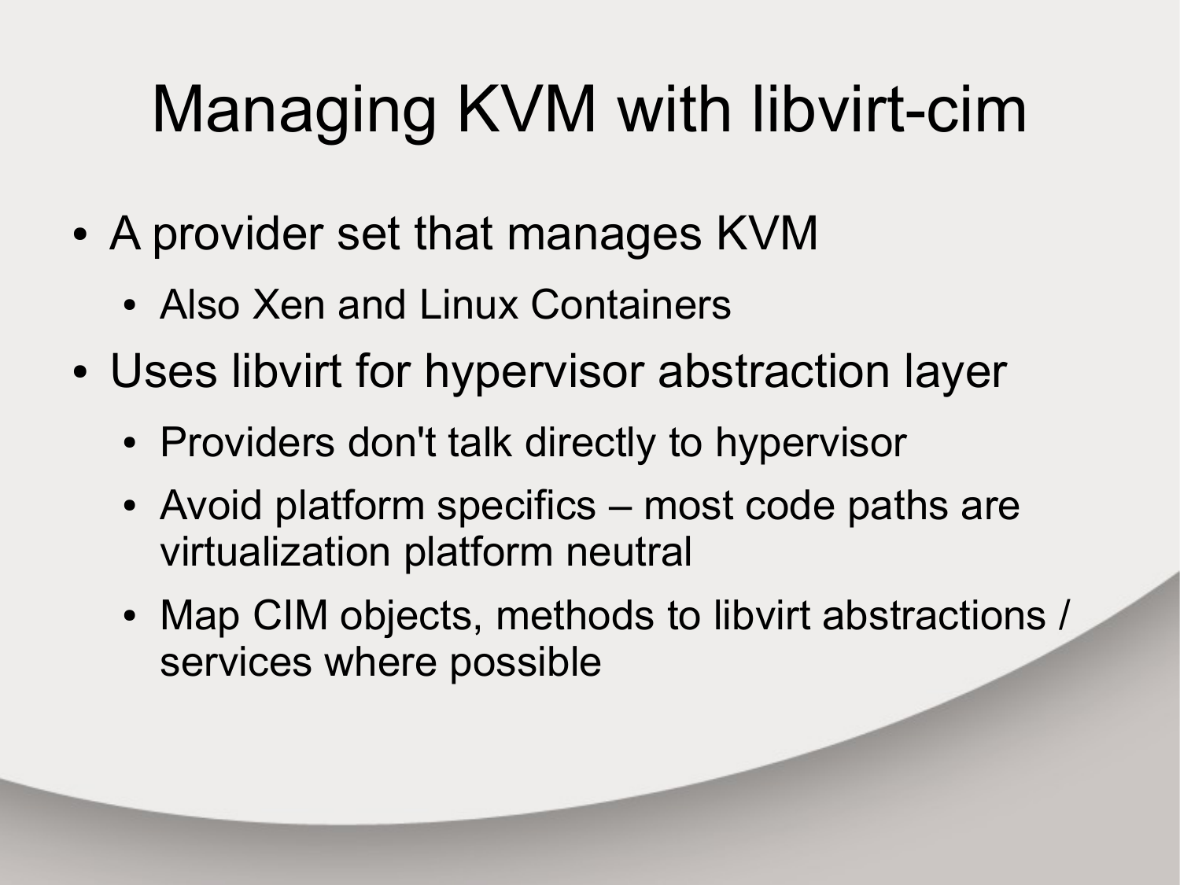# Managing KVM with libvirt-cim

- A provider set that manages KVM
  - Also Xen and Linux Containers
- Uses libvirt for hypervisor abstraction layer
  - Providers don't talk directly to hypervisor
  - Avoid platform specifics – most code paths are virtualization platform neutral
  - Map CIM objects, methods to libvirt abstractions / services where possible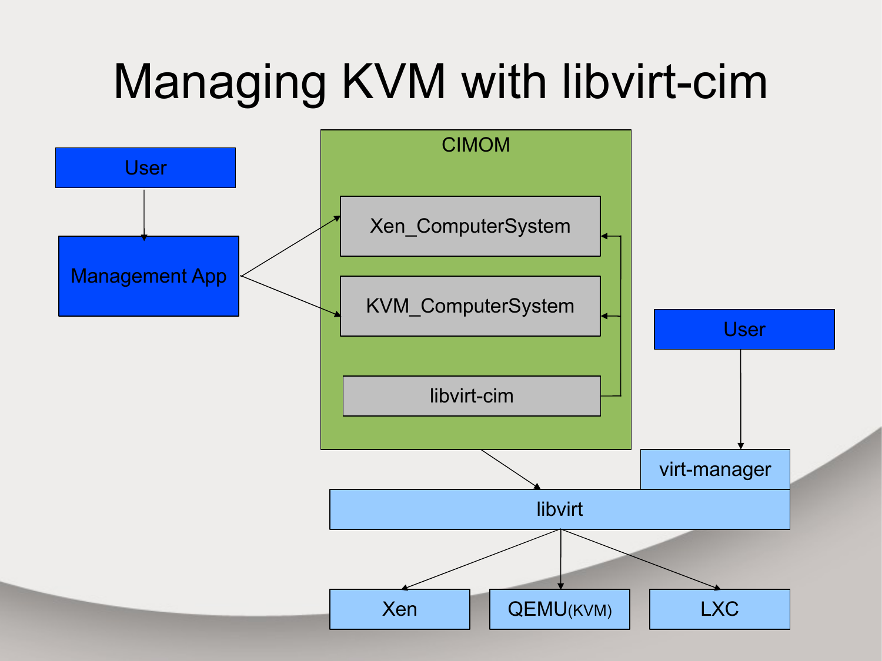# Managing KVM with libvirt-cim

User

Management App

CIMOM

Xen_ComputerSystem

KVM_ComputerSystem

libvirt-cim

User

virt-manager

libvirt

Xen

QEMU(KVM)

LXC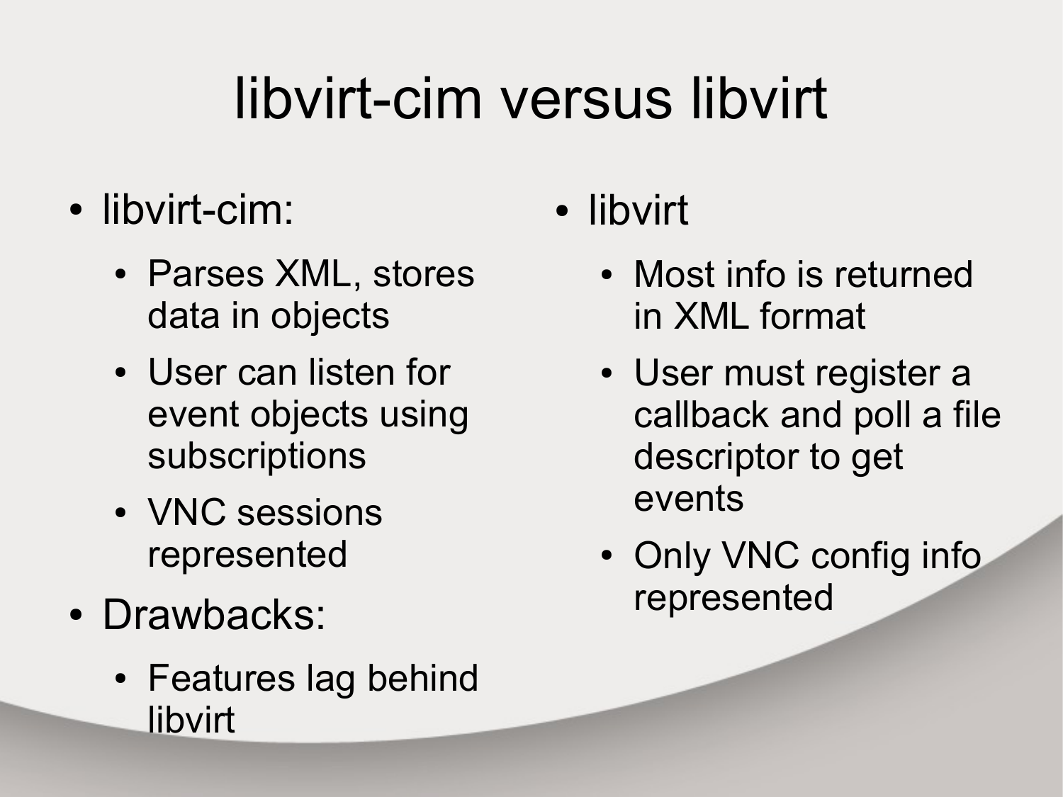# libvirt-cim versus libvirt

- libvirt-cim:
  - Parses XML, stores data in objects
  - User can listen for event objects using subscriptions
  - VNC sessions represented
- Drawbacks:
  - Features lag behind libvirt
- libvirt
  - Most info is returned in XML format
  - User must register a callback and poll a file descriptor to get events
  - Only VNC config info represented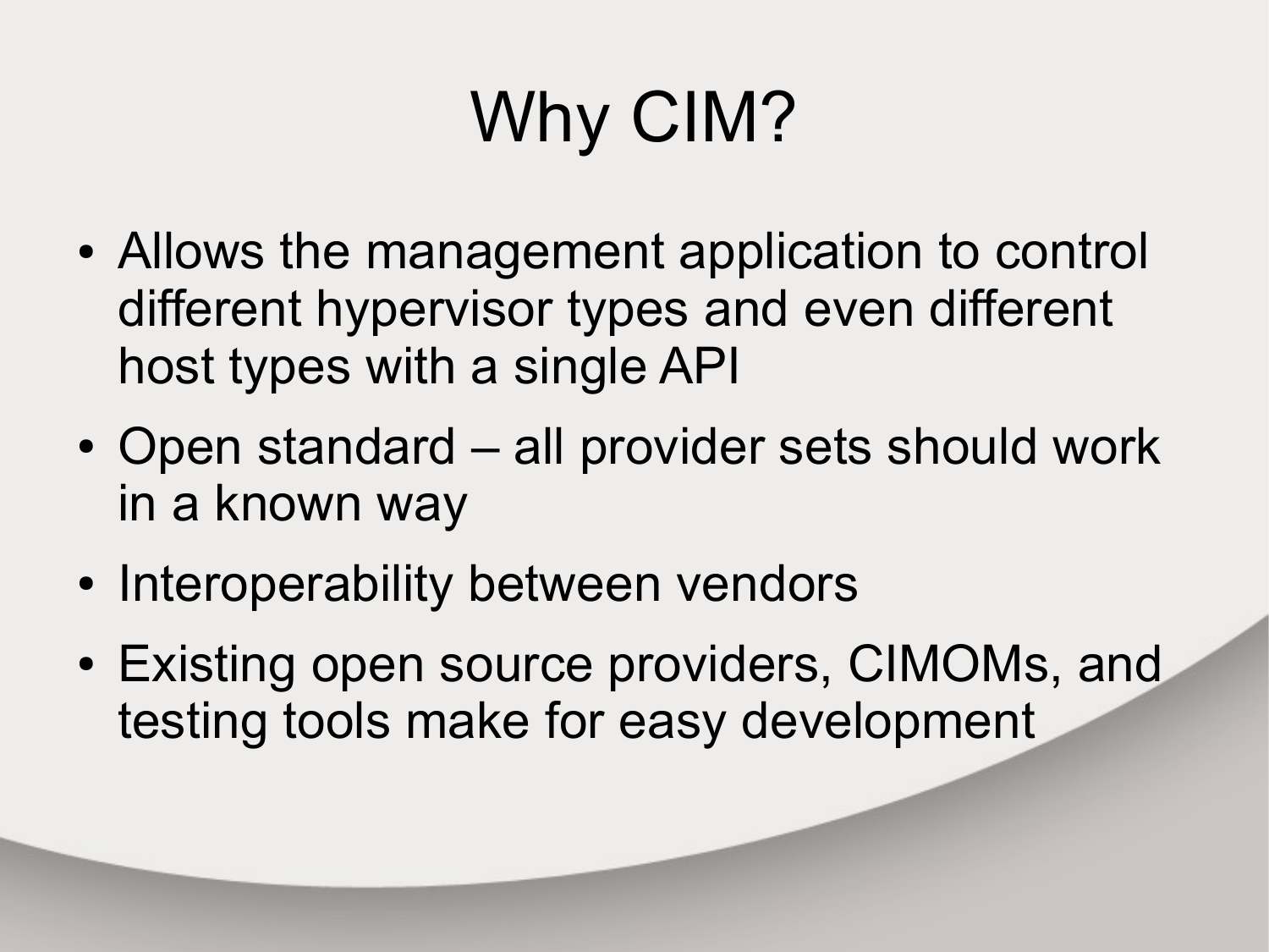# Why CIM?

- Allows the management application to control different hypervisor types and even different host types with a single API
- Open standard – all provider sets should work in a known way
- Interoperability between vendors
- Existing open source providers, CIMOMs, and testing tools make for easy development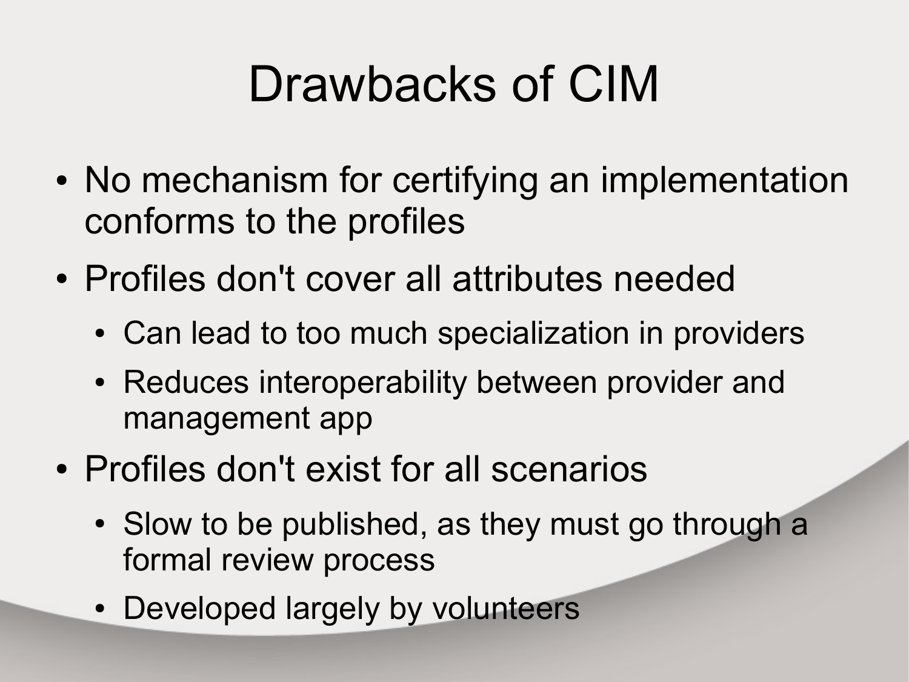# Drawbacks of CIM

- No mechanism for certifying an implementation conforms to the profiles
- Profiles don't cover all attributes needed
  - Can lead to too much specialization in providers
  - Reduces interoperability between provider and management app
- Profiles don't exist for all scenarios
  - Slow to be published, as they must go through a formal review process
  - Developed largely by volunteers